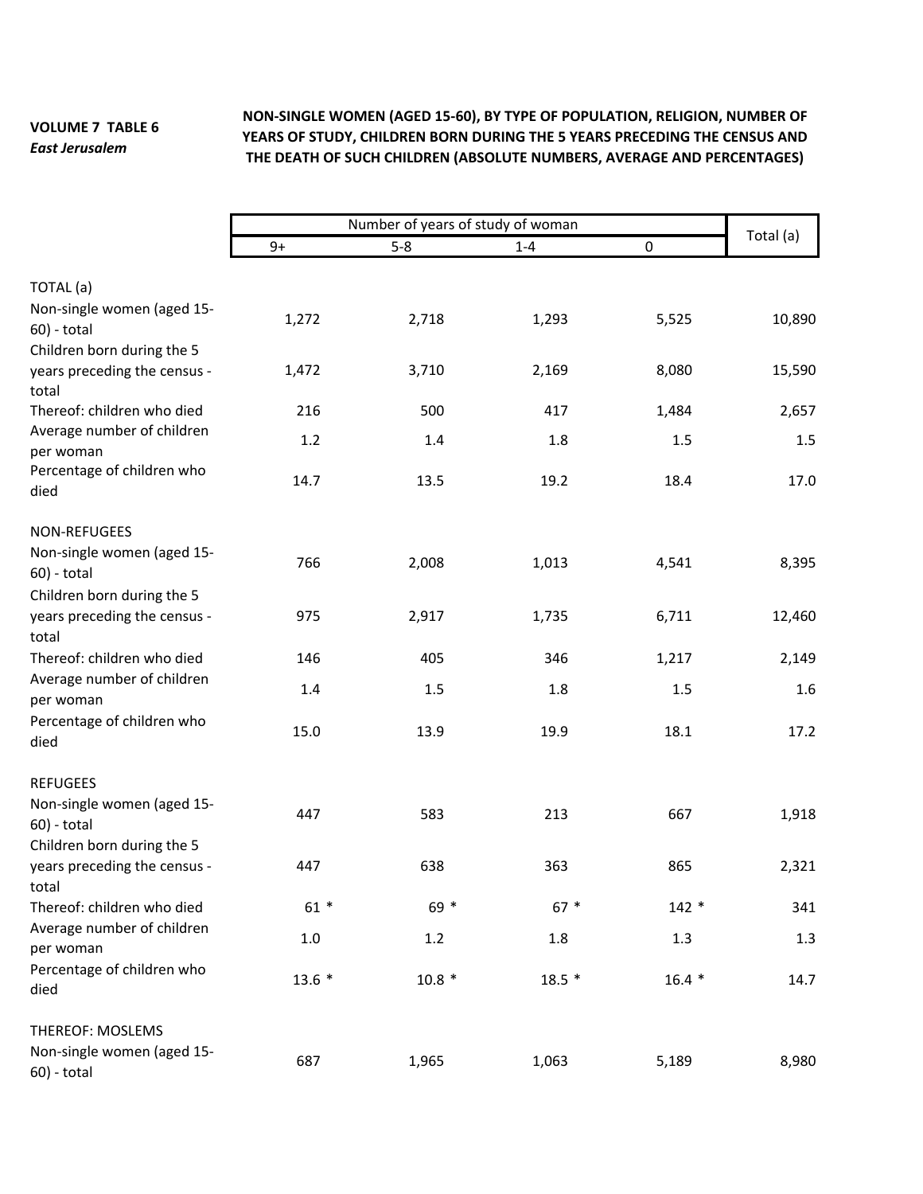**VOLUME 7 TABLE 6**
***East Jerusalem***

**NON-SINGLE WOMEN (AGED 15-60), BY TYPE OF POPULATION, RELIGION, NUMBER OF YEARS OF STUDY, CHILDREN BORN DURING THE 5 YEARS PRECEDING THE CENSUS AND THE DEATH OF SUCH CHILDREN (ABSOLUTE NUMBERS, AVERAGE AND PERCENTAGES)**

| | Number of years of study of woman | | | | Total (a) |
|---|---|---|---|---|---|
| | 9+ | 5-8 | 1-4 | 0 | |
| TOTAL (a) | | | | | |
| Non-single women (aged 15-60) - total | 1,272 | 2,718 | 1,293 | 5,525 | 10,890 |
| Children born during the 5 years preceding the census - total | 1,472 | 3,710 | 2,169 | 8,080 | 15,590 |
| Thereof: children who died | 216 | 500 | 417 | 1,484 | 2,657 |
| Average number of children per woman | 1.2 | 1.4 | 1.8 | 1.5 | 1.5 |
| Percentage of children who died | 14.7 | 13.5 | 19.2 | 18.4 | 17.0 |
| NON-REFUGEES | | | | | |
| Non-single women (aged 15-60) - total | 766 | 2,008 | 1,013 | 4,541 | 8,395 |
| Children born during the 5 years preceding the census - total | 975 | 2,917 | 1,735 | 6,711 | 12,460 |
| Thereof: children who died | 146 | 405 | 346 | 1,217 | 2,149 |
| Average number of children per woman | 1.4 | 1.5 | 1.8 | 1.5 | 1.6 |
| Percentage of children who died | 15.0 | 13.9 | 19.9 | 18.1 | 17.2 |
| REFUGEES | | | | | |
| Non-single women (aged 15-60) - total | 447 | 583 | 213 | 667 | 1,918 |
| Children born during the 5 years preceding the census - total | 447 | 638 | 363 | 865 | 2,321 |
| Thereof: children who died | 61 * | 69 * | 67 * | 142 * | 341 |
| Average number of children per woman | 1.0 | 1.2 | 1.8 | 1.3 | 1.3 |
| Percentage of children who died | 13.6 * | 10.8 * | 18.5 * | 16.4 * | 14.7 |
| THEREOF: MOSLEMS | | | | | |
| Non-single women (aged 15-60) - total | 687 | 1,965 | 1,063 | 5,189 | 8,980 |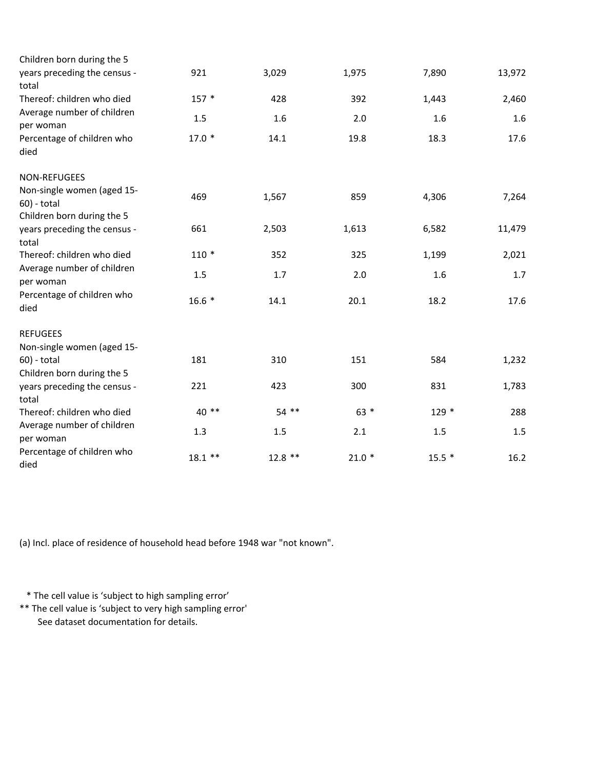| | | | | | |
|---|---|---|---|---|---|
| Children born during the 5 years preceding the census - total | 921 | 3,029 | 1,975 | 7,890 | 13,972 |
| Thereof: children who died | 157 * | 428 | 392 | 1,443 | 2,460 |
| Average number of children per woman | 1.5 | 1.6 | 2.0 | 1.6 | 1.6 |
| Percentage of children who died | 17.0 * | 14.1 | 19.8 | 18.3 | 17.6 |
| NON-REFUGEES | | | | | |
| Non-single women (aged 15-60) - total | 469 | 1,567 | 859 | 4,306 | 7,264 |
| Children born during the 5 years preceding the census - total | 661 | 2,503 | 1,613 | 6,582 | 11,479 |
| Thereof: children who died | 110 * | 352 | 325 | 1,199 | 2,021 |
| Average number of children per woman | 1.5 | 1.7 | 2.0 | 1.6 | 1.7 |
| Percentage of children who died | 16.6 * | 14.1 | 20.1 | 18.2 | 17.6 |
| REFUGEES | | | | | |
| Non-single women (aged 15-60) - total | 181 | 310 | 151 | 584 | 1,232 |
| Children born during the 5 years preceding the census - total | 221 | 423 | 300 | 831 | 1,783 |
| Thereof: children who died | 40 ** | 54 ** | 63 * | 129 * | 288 |
| Average number of children per woman | 1.3 | 1.5 | 2.1 | 1.5 | 1.5 |
| Percentage of children who died | 18.1 ** | 12.8 ** | 21.0 * | 15.5 * | 16.2 |

(a) Incl. place of residence of household head before 1948 war "not known".

\* The cell value is 'subject to high sampling error'
** The cell value is 'subject to very high sampling error'
See dataset documentation for details.